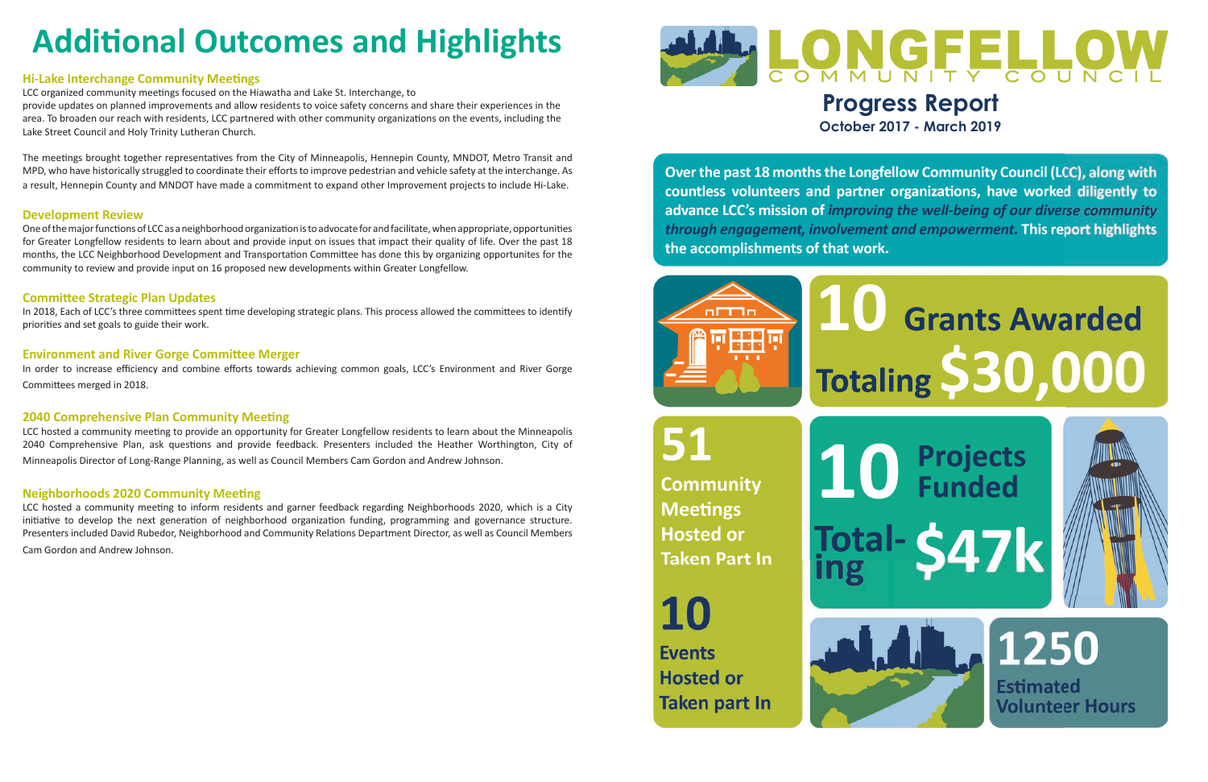# Additional Outcomes and Highlights

### Hi-Lake Interchange Community Meetings

LCC organized community meetings focused on the Hiawatha and Lake St. Interchange, to provide updates on planned improvements and allow residents to voice safety concerns and share their experiences in the area. To broaden our reach with residents, LCC partnered with other community organizations on the events, including the Lake Street Council and Holy Trinity Lutheran Church.

The meetings brought together representatives from the City of Minneapolis, Hennepin County, MNDOT, Metro Transit and MPD, who have historically struggled to coordinate their efforts to improve pedestrian and vehicle safety at the interchange. As a result, Hennepin County and MNDOT have made a commitment to expand other Improvement projects to include Hi-Lake.

### Development Review

One of the major functions of LCC as a neighborhood organization is to advocate for and facilitate, when appropriate, opportunities for Greater Longfellow residents to learn about and provide input on issues that impact their quality of life. Over the past 18 months, the LCC Neighborhood Development and Transportation Committee has done this by organizing opportunites for the community to review and provide input on 16 proposed new developments within Greater Longfellow.

### Committee Strategic Plan Updates

In 2018, Each of LCC's three committees spent time developing strategic plans. This process allowed the committees to identify priorities and set goals to guide their work.

### Environment and River Gorge Committee Merger

In order to increase efficiency and combine efforts towards achieving common goals, LCC's Environment and River Gorge Committees merged in 2018.

### 2040 Comprehensive Plan Community Meeting

LCC hosted a community meeting to provide an opportunity for Greater Longfellow residents to learn about the Minneapolis 2040 Comprehensive Plan, ask questions and provide feedback. Presenters included the Heather Worthington, City of Minneapolis Director of Long-Range Planning, as well as Council Members Cam Gordon and Andrew Johnson.

### Neighborhoods 2020 Community Meeting

LCC hosted a community meeting to inform residents and garner feedback regarding Neighborhoods 2020, which is a City initiative to develop the next generation of neighborhood organization funding, programming and governance structure. Presenters included David Rubedor, Neighborhood and Community Relations Department Director, as well as Council Members Cam Gordon and Andrew Johnson.

# LONGFELLOW COMMUNITY COUNCIL

## Progress Report

**October 2017 - March 2019**

**Over the past 18 months the Longfellow Community Council (LCC), along with countless volunteers and partner organizations, have worked diligently to advance LCC's mission of *improving the well-being of our diverse community through engagement, involvement and empowerment.* This report highlights the accomplishments of that work.**

**10 Grants Awarded Totaling $30,000**

**51 Community Meetings Hosted or Taken Part In**

**10 Projects Funded Totaling $47k**

**10 Events Hosted or Taken part In**

**1250 Estimated Volunteer Hours**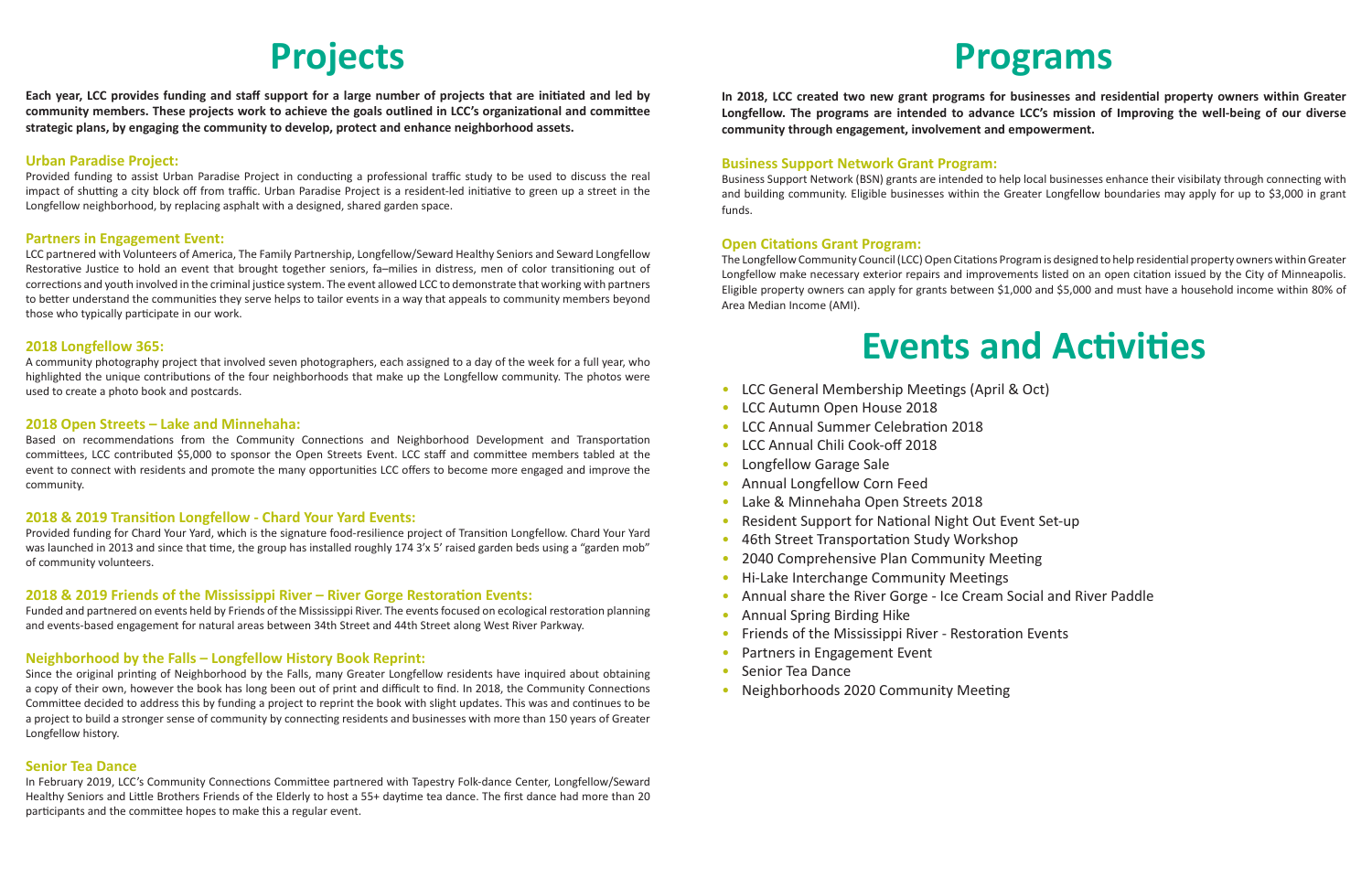# Projects

**Each year, LCC provides funding and staff support for a large number of projects that are initiated and led by community members. These projects work to achieve the goals outlined in LCC's organizational and committee strategic plans, by engaging the community to develop, protect and enhance neighborhood assets.**

### Urban Paradise Project:

Provided funding to assist Urban Paradise Project in conducting a professional traffic study to be used to discuss the real impact of shutting a city block off from traffic. Urban Paradise Project is a resident-led initiative to green up a street in the Longfellow neighborhood, by replacing asphalt with a designed, shared garden space.

### Partners in Engagement Event:

LCC partnered with Volunteers of America, The Family Partnership, Longfellow/Seward Healthy Seniors and Seward Longfellow Restorative Justice to hold an event that brought together seniors, fa–milies in distress, men of color transitioning out of corrections and youth involved in the criminal justice system. The event allowed LCC to demonstrate that working with partners to better understand the communities they serve helps to tailor events in a way that appeals to community members beyond those who typically participate in our work.

### 2018 Longfellow 365:

A community photography project that involved seven photographers, each assigned to a day of the week for a full year, who highlighted the unique contributions of the four neighborhoods that make up the Longfellow community. The photos were used to create a photo book and postcards.

### 2018 Open Streets – Lake and Minnehaha:

Based on recommendations from the Community Connections and Neighborhood Development and Transportation committees, LCC contributed $5,000 to sponsor the Open Streets Event. LCC staff and committee members tabled at the event to connect with residents and promote the many opportunities LCC offers to become more engaged and improve the community.

### 2018 & 2019 Transition Longfellow - Chard Your Yard Events:

Provided funding for Chard Your Yard, which is the signature food-resilience project of Transition Longfellow. Chard Your Yard was launched in 2013 and since that time, the group has installed roughly 174 3'x 5' raised garden beds using a "garden mob" of community volunteers.

### 2018 & 2019 Friends of the Mississippi River – River Gorge Restoration Events:

Funded and partnered on events held by Friends of the Mississippi River. The events focused on ecological restoration planning and events-based engagement for natural areas between 34th Street and 44th Street along West River Parkway.

### Neighborhood by the Falls – Longfellow History Book Reprint:

Since the original printing of Neighborhood by the Falls, many Greater Longfellow residents have inquired about obtaining a copy of their own, however the book has long been out of print and difficult to find. In 2018, the Community Connections Committee decided to address this by funding a project to reprint the book with slight updates. This was and continues to be a project to build a stronger sense of community by connecting residents and businesses with more than 150 years of Greater Longfellow history.

### Senior Tea Dance

In February 2019, LCC's Community Connections Committee partnered with Tapestry Folk-dance Center, Longfellow/Seward Healthy Seniors and Little Brothers Friends of the Elderly to host a 55+ daytime tea dance. The first dance had more than 20 participants and the committee hopes to make this a regular event.

# Programs

**In 2018, LCC created two new grant programs for businesses and residential property owners within Greater Longfellow. The programs are intended to advance LCC's mission of Improving the well-being of our diverse community through engagement, involvement and empowerment.**

### Business Support Network Grant Program:

Business Support Network (BSN) grants are intended to help local businesses enhance their visibilaty through connecting with and building community. Eligible businesses within the Greater Longfellow boundaries may apply for up to $3,000 in grant funds.

### Open Citations Grant Program:

The Longfellow Community Council (LCC) Open Citations Program is designed to help residential property owners within Greater Longfellow make necessary exterior repairs and improvements listed on an open citation issued by the City of Minneapolis. Eligible property owners can apply for grants between $1,000 and $5,000 and must have a household income within 80% of Area Median Income (AMI).

# Events and Activities

- LCC General Membership Meetings (April & Oct)
- LCC Autumn Open House 2018
- LCC Annual Summer Celebration 2018
- LCC Annual Chili Cook-off 2018
- Longfellow Garage Sale
- Annual Longfellow Corn Feed
- Lake & Minnehaha Open Streets 2018
- Resident Support for National Night Out Event Set-up
- 46th Street Transportation Study Workshop
- 2040 Comprehensive Plan Community Meeting
- Hi-Lake Interchange Community Meetings
- Annual share the River Gorge - Ice Cream Social and River Paddle
- Annual Spring Birding Hike
- Friends of the Mississippi River - Restoration Events
- Partners in Engagement Event
- Senior Tea Dance
- Neighborhoods 2020 Community Meeting